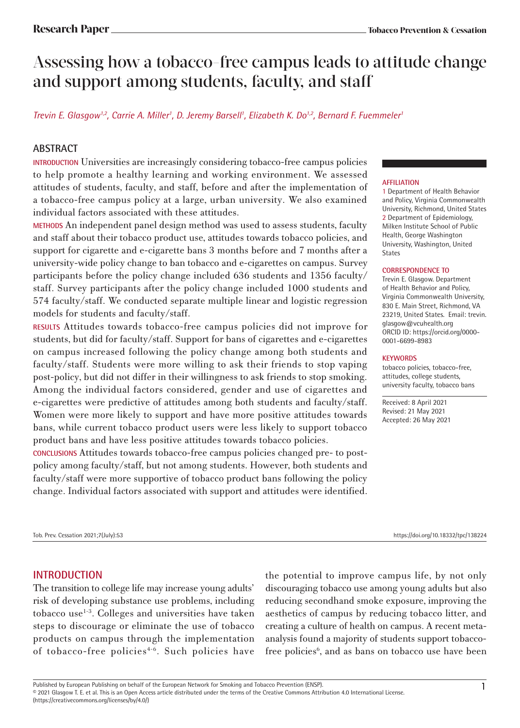Research Paper

# Assessing how a tobacco-free campus leads to attitude change and support among students, faculty, and staff

*Trevin E. Glasgow[1,2], Carrie A. Miller[1], D. Jeremy Barsell[1], Elizabeth K. Do[1,2], Bernard F. Fuemmeler[1]*

## ABSTRACT

**INTRODUCTION** Universities are increasingly considering tobacco-free campus policies to help promote a healthy learning and working environment. We assessed attitudes of students, faculty, and staff, before and after the implementation of a tobacco-free campus policy at a large, urban university. We also examined individual factors associated with these attitudes.

**METHODS** An independent panel design method was used to assess students, faculty and staff about their tobacco product use, attitudes towards tobacco policies, and support for cigarette and e-cigarette bans 3 months before and 7 months after a university-wide policy change to ban tobacco and e-cigarettes on campus. Survey participants before the policy change included 636 students and 1356 faculty/staff. Survey participants after the policy change included 1000 students and 574 faculty/staff. We conducted separate multiple linear and logistic regression models for students and faculty/staff.

**RESULTS** Attitudes towards tobacco-free campus policies did not improve for students, but did for faculty/staff. Support for bans of cigarettes and e-cigarettes on campus increased following the policy change among both students and faculty/staff. Students were more willing to ask their friends to stop vaping post-policy, but did not differ in their willingness to ask friends to stop smoking. Among the individual factors considered, gender and use of cigarettes and e-cigarettes were predictive of attitudes among both students and faculty/staff. Women were more likely to support and have more positive attitudes towards bans, while current tobacco product users were less likely to support tobacco product bans and have less positive attitudes towards tobacco policies.

**CONCLUSIONS** Attitudes towards tobacco-free campus policies changed pre- to post-policy among faculty/staff, but not among students. However, both students and faculty/staff were more supportive of tobacco product bans following the policy change. Individual factors associated with support and attitudes were identified.

**AFFILIATION**
1 Department of Health Behavior and Policy, Virginia Commonwealth University, Richmond, United States
2 Department of Epidemiology, Milken Institute School of Public Health, George Washington University, Washington, United States

**CORRESPONDENCE TO**
Trevin E. Glasgow. Department of Health Behavior and Policy, Virginia Commonwealth University, 830 E. Main Street, Richmond, VA 23219, United States. Email: trevin.glasgow@vcuhealth.org
ORCID ID: https://orcid.org/0000-0001-6699-8983

**KEYWORDS**
tobacco policies, tobacco-free, attitudes, college students, university faculty, tobacco bans

Received: 8 April 2021
Revised: 21 May 2021
Accepted: 26 May 2021

Tob. Prev. Cessation 2021;7(July):53 https://doi.org/10.18332/tpc/138224

## INTRODUCTION

The transition to college life may increase young adults' risk of developing substance use problems, including tobacco use[1-3]. Colleges and universities have taken steps to discourage or eliminate the use of tobacco products on campus through the implementation of tobacco-free policies[4-6]. Such policies have the potential to improve campus life, by not only discouraging tobacco use among young adults but also reducing secondhand smoke exposure, improving the aesthetics of campus by reducing tobacco litter, and creating a culture of health on campus. A recent meta-analysis found a majority of students support tobacco-free policies[6], and as bans on tobacco use have been

Published by European Publishing on behalf of the European Network for Smoking and Tobacco Prevention (ENSP).
© 2021 Glasgow T. E. et al. This is an Open Access article distributed under the terms of the Creative Commons Attribution 4.0 International License. (https://creativecommons.org/licenses/by/4.0/)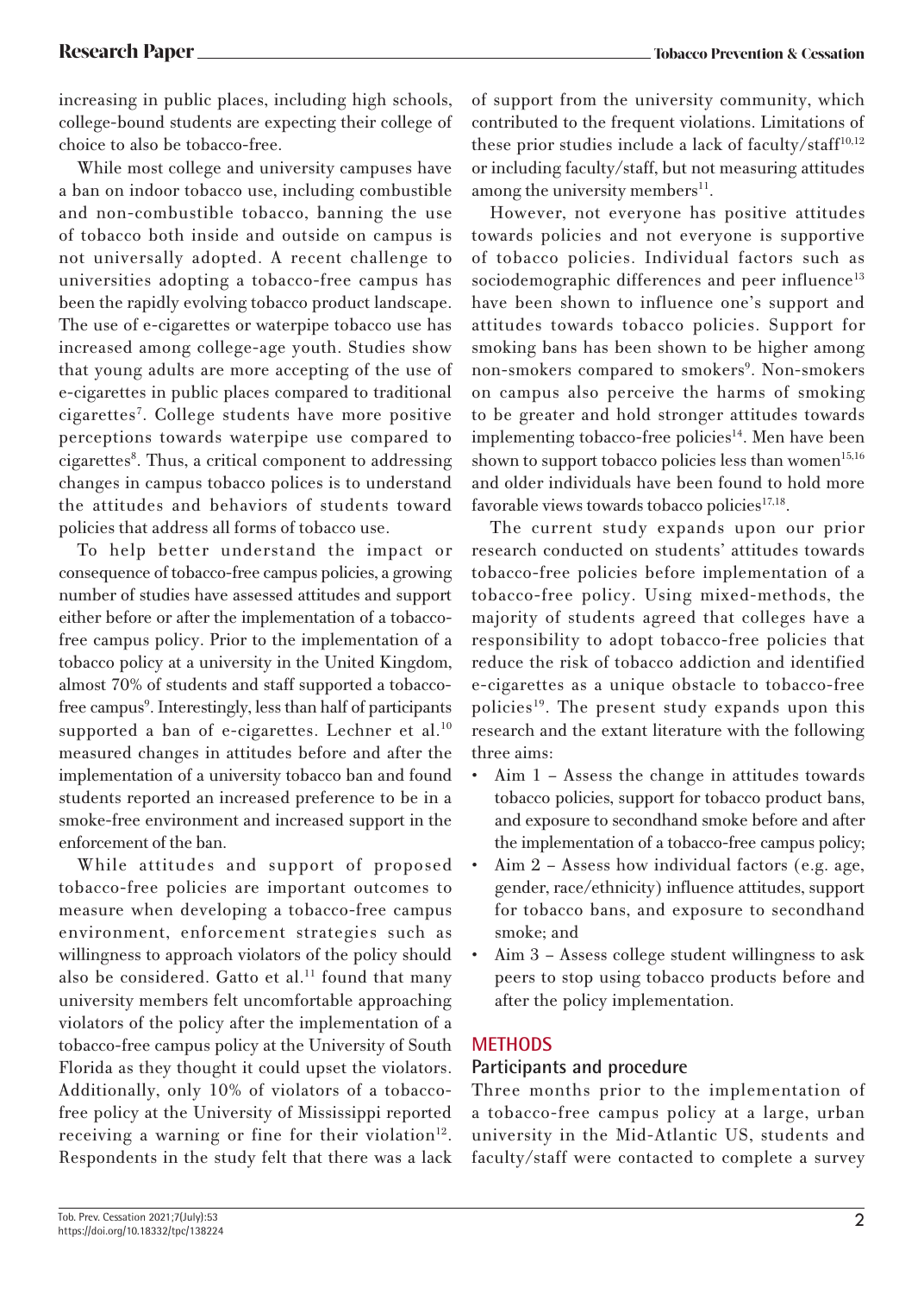increasing in public places, including high schools, college-bound students are expecting their college of choice to also be tobacco-free.

While most college and university campuses have a ban on indoor tobacco use, including combustible and non-combustible tobacco, banning the use of tobacco both inside and outside on campus is not universally adopted. A recent challenge to universities adopting a tobacco-free campus has been the rapidly evolving tobacco product landscape. The use of e-cigarettes or waterpipe tobacco use has increased among college-age youth. Studies show that young adults are more accepting of the use of e-cigarettes in public places compared to traditional cigarettes[7]. College students have more positive perceptions towards waterpipe use compared to cigarettes[8]. Thus, a critical component to addressing changes in campus tobacco polices is to understand the attitudes and behaviors of students toward policies that address all forms of tobacco use.

To help better understand the impact or consequence of tobacco-free campus policies, a growing number of studies have assessed attitudes and support either before or after the implementation of a tobacco-free campus policy. Prior to the implementation of a tobacco policy at a university in the United Kingdom, almost 70% of students and staff supported a tobacco-free campus[9]. Interestingly, less than half of participants supported a ban of e-cigarettes. Lechner et al.[10] measured changes in attitudes before and after the implementation of a university tobacco ban and found students reported an increased preference to be in a smoke-free environment and increased support in the enforcement of the ban.

While attitudes and support of proposed tobacco-free policies are important outcomes to measure when developing a tobacco-free campus environment, enforcement strategies such as willingness to approach violators of the policy should also be considered. Gatto et al.[11] found that many university members felt uncomfortable approaching violators of the policy after the implementation of a tobacco-free campus policy at the University of South Florida as they thought it could upset the violators. Additionally, only 10% of violators of a tobacco-free policy at the University of Mississippi reported receiving a warning or fine for their violation[12]. Respondents in the study felt that there was a lack of support from the university community, which contributed to the frequent violations. Limitations of these prior studies include a lack of faculty/staff[10,12] or including faculty/staff, but not measuring attitudes among the university members[11].

However, not everyone has positive attitudes towards policies and not everyone is supportive of tobacco policies. Individual factors such as sociodemographic differences and peer influence[13] have been shown to influence one's support and attitudes towards tobacco policies. Support for smoking bans has been shown to be higher among non-smokers compared to smokers[9]. Non-smokers on campus also perceive the harms of smoking to be greater and hold stronger attitudes towards implementing tobacco-free policies[14]. Men have been shown to support tobacco policies less than women[15,16] and older individuals have been found to hold more favorable views towards tobacco policies[17,18].

The current study expands upon our prior research conducted on students' attitudes towards tobacco-free policies before implementation of a tobacco-free policy. Using mixed-methods, the majority of students agreed that colleges have a responsibility to adopt tobacco-free policies that reduce the risk of tobacco addiction and identified e-cigarettes as a unique obstacle to tobacco-free policies[19]. The present study expands upon this research and the extant literature with the following three aims:

- Aim 1 – Assess the change in attitudes towards tobacco policies, support for tobacco product bans, and exposure to secondhand smoke before and after the implementation of a tobacco-free campus policy;
- Aim 2 – Assess how individual factors (e.g. age, gender, race/ethnicity) influence attitudes, support for tobacco bans, and exposure to secondhand smoke; and
- Aim 3 – Assess college student willingness to ask peers to stop using tobacco products before and after the policy implementation.

## METHODS

### Participants and procedure

Three months prior to the implementation of a tobacco-free campus policy at a large, urban university in the Mid-Atlantic US, students and faculty/staff were contacted to complete a survey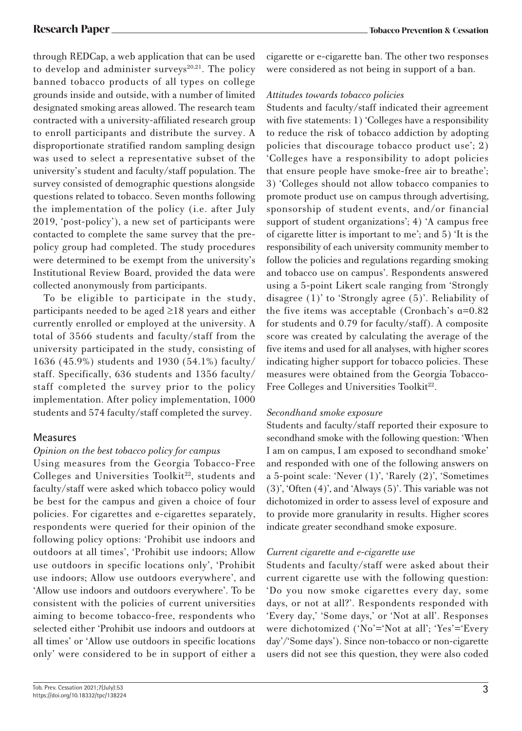through REDCap, a web application that can be used to develop and administer surveys[20,21]. The policy banned tobacco products of all types on college grounds inside and outside, with a number of limited designated smoking areas allowed. The research team contracted with a university-affiliated research group to enroll participants and distribute the survey. A disproportionate stratified random sampling design was used to select a representative subset of the university's student and faculty/staff population. The survey consisted of demographic questions alongside questions related to tobacco. Seven months following the implementation of the policy (i.e. after July 2019, 'post-policy'), a new set of participants were contacted to complete the same survey that the pre-policy group had completed. The study procedures were determined to be exempt from the university's Institutional Review Board, provided the data were collected anonymously from participants.

To be eligible to participate in the study, participants needed to be aged ≥18 years and either currently enrolled or employed at the university. A total of 3566 students and faculty/staff from the university participated in the study, consisting of 1636 (45.9%) students and 1930 (54.1%) faculty/staff. Specifically, 636 students and 1356 faculty/staff completed the survey prior to the policy implementation. After policy implementation, 1000 students and 574 faculty/staff completed the survey.

## Measures

*Opinion on the best tobacco policy for campus*

Using measures from the Georgia Tobacco-Free Colleges and Universities Toolkit[22], students and faculty/staff were asked which tobacco policy would be best for the campus and given a choice of four policies. For cigarettes and e-cigarettes separately, respondents were queried for their opinion of the following policy options: 'Prohibit use indoors and outdoors at all times', 'Prohibit use indoors; Allow use outdoors in specific locations only', 'Prohibit use indoors; Allow use outdoors everywhere', and 'Allow use indoors and outdoors everywhere'. To be consistent with the policies of current universities aiming to become tobacco-free, respondents who selected either 'Prohibit use indoors and outdoors at all times' or 'Allow use outdoors in specific locations only' were considered to be in support of either a cigarette or e-cigarette ban. The other two responses were considered as not being in support of a ban.

*Attitudes towards tobacco policies*

Students and faculty/staff indicated their agreement with five statements: 1) 'Colleges have a responsibility to reduce the risk of tobacco addiction by adopting policies that discourage tobacco product use'; 2) 'Colleges have a responsibility to adopt policies that ensure people have smoke-free air to breathe'; 3) 'Colleges should not allow tobacco companies to promote product use on campus through advertising, sponsorship of student events, and/or financial support of student organizations'; 4) 'A campus free of cigarette litter is important to me'; and 5) 'It is the responsibility of each university community member to follow the policies and regulations regarding smoking and tobacco use on campus'. Respondents answered using a 5-point Likert scale ranging from 'Strongly disagree (1)' to 'Strongly agree (5)'. Reliability of the five items was acceptable (Cronbach's $\alpha=0.82$ for students and 0.79 for faculty/staff). A composite score was created by calculating the average of the five items and used for all analyses, with higher scores indicating higher support for tobacco policies. These measures were obtained from the Georgia Tobacco-Free Colleges and Universities Toolkit[22].

*Secondhand smoke exposure*

Students and faculty/staff reported their exposure to secondhand smoke with the following question: 'When I am on campus, I am exposed to secondhand smoke' and responded with one of the following answers on a 5-point scale: 'Never (1)', 'Rarely (2)', 'Sometimes (3)', 'Often (4)', and 'Always (5)'. This variable was not dichotomized in order to assess level of exposure and to provide more granularity in results. Higher scores indicate greater secondhand smoke exposure.

*Current cigarette and e-cigarette use*

Students and faculty/staff were asked about their current cigarette use with the following question: 'Do you now smoke cigarettes every day, some days, or not at all?'. Respondents responded with 'Every day,' 'Some days,' or 'Not at all'. Responses were dichotomized ('No'='Not at all'; 'Yes'='Every day'/'Some days'). Since non-tobacco or non-cigarette users did not see this question, they were also coded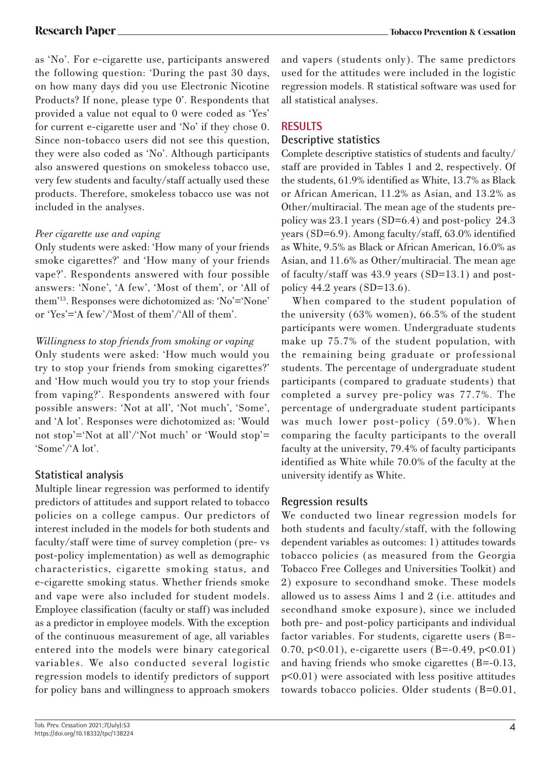as 'No'. For e-cigarette use, participants answered the following question: 'During the past 30 days, on how many days did you use Electronic Nicotine Products? If none, please type 0'. Respondents that provided a value not equal to 0 were coded as 'Yes' for current e-cigarette user and 'No' if they chose 0. Since non-tobacco users did not see this question, they were also coded as 'No'. Although participants also answered questions on smokeless tobacco use, very few students and faculty/staff actually used these products. Therefore, smokeless tobacco use was not included in the analyses.

*Peer cigarette use and vaping*

Only students were asked: 'How many of your friends smoke cigarettes?' and 'How many of your friends vape?'. Respondents answered with four possible answers: 'None', 'A few', 'Most of them', or 'All of them'[13]. Responses were dichotomized as: 'No'='None' or 'Yes'='A few'/'Most of them'/'All of them'.

*Willingness to stop friends from smoking or vaping*

Only students were asked: 'How much would you try to stop your friends from smoking cigarettes?' and 'How much would you try to stop your friends from vaping?'. Respondents answered with four possible answers: 'Not at all', 'Not much', 'Some', and 'A lot'. Responses were dichotomized as: 'Would not stop'='Not at all'/'Not much' or 'Would stop'='Some'/'A lot'.

### Statistical analysis

Multiple linear regression was performed to identify predictors of attitudes and support related to tobacco policies on a college campus. Our predictors of interest included in the models for both students and faculty/staff were time of survey completion (pre- vs post-policy implementation) as well as demographic characteristics, cigarette smoking status, and e-cigarette smoking status. Whether friends smoke and vape were also included for student models. Employee classification (faculty or staff) was included as a predictor in employee models. With the exception of the continuous measurement of age, all variables entered into the models were binary categorical variables. We also conducted several logistic regression models to identify predictors of support for policy bans and willingness to approach smokers and vapers (students only). The same predictors used for the attitudes were included in the logistic regression models. R statistical software was used for all statistical analyses.

## RESULTS

### Descriptive statistics

Complete descriptive statistics of students and faculty/staff are provided in Tables 1 and 2, respectively. Of the students, 61.9% identified as White, 13.7% as Black or African American, 11.2% as Asian, and 13.2% as Other/multiracial. The mean age of the students pre-policy was 23.1 years (SD=6.4) and post-policy 24.3 years (SD=6.9). Among faculty/staff, 63.0% identified as White, 9.5% as Black or African American, 16.0% as Asian, and 11.6% as Other/multiracial. The mean age of faculty/staff was 43.9 years (SD=13.1) and post-policy 44.2 years (SD=13.6).

When compared to the student population of the university (63% women), 66.5% of the student participants were women. Undergraduate students make up 75.7% of the student population, with the remaining being graduate or professional students. The percentage of undergraduate student participants (compared to graduate students) that completed a survey pre-policy was 77.7%. The percentage of undergraduate student participants was much lower post-policy (59.0%). When comparing the faculty participants to the overall faculty at the university, 79.4% of faculty participants identified as White while 70.0% of the faculty at the university identify as White.

### Regression results

We conducted two linear regression models for both students and faculty/staff, with the following dependent variables as outcomes: 1) attitudes towards tobacco policies (as measured from the Georgia Tobacco Free Colleges and Universities Toolkit) and 2) exposure to secondhand smoke. These models allowed us to assess Aims 1 and 2 (i.e. attitudes and secondhand smoke exposure), since we included both pre- and post-policy participants and individual factor variables. For students, cigarette users (B=-0.70, $p<0.01$), e-cigarette users (B=-0.49, $p<0.01$) and having friends who smoke cigarettes (B=-0.13, $p<0.01$) were associated with less positive attitudes towards tobacco policies. Older students (B=0.01,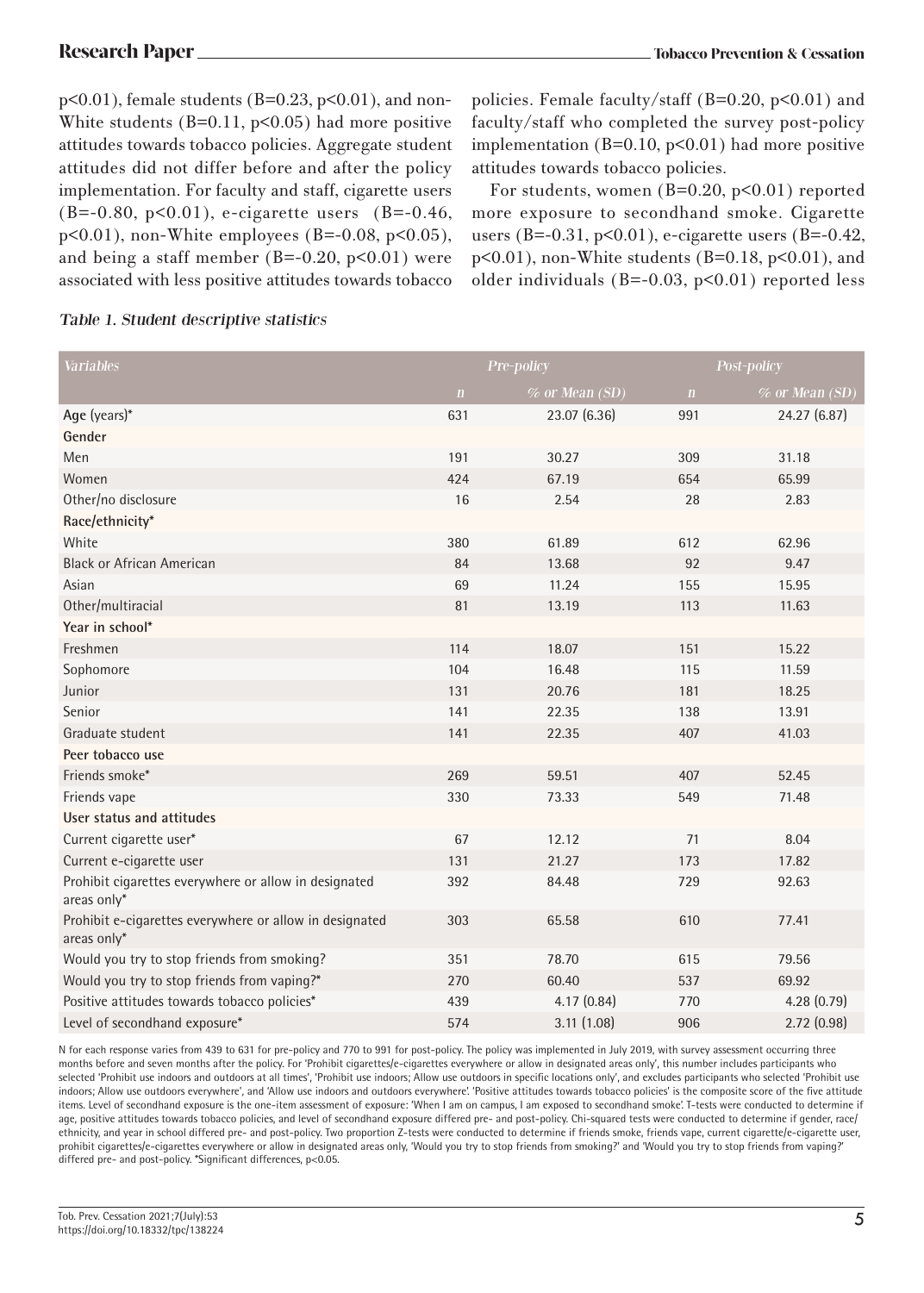$p<0.01$), female students ($B=0.23$, $p<0.01$), and non-White students ($B=0.11$, $p<0.05$) had more positive attitudes towards tobacco policies. Aggregate student attitudes did not differ before and after the policy implementation. For faculty and staff, cigarette users ($B=-0.80$, $p<0.01$), e-cigarette users ($B=-0.46$, $p<0.01$), non-White employees ($B=-0.08$, $p<0.05$), and being a staff member ($B=-0.20$, $p<0.01$) were associated with less positive attitudes towards tobacco policies. Female faculty/staff ($B=0.20$, $p<0.01$) and faculty/staff who completed the survey post-policy implementation ($B=0.10$, $p<0.01$) had more positive attitudes towards tobacco policies.

For students, women ($B=0.20$, $p<0.01$) reported more exposure to secondhand smoke. Cigarette users ($B=-0.31$, $p<0.01$), e-cigarette users ($B=-0.42$, $p<0.01$), non-White students ($B=0.18$, $p<0.01$), and older individuals ($B=-0.03$, $p<0.01$) reported less

*Table 1. Student descriptive statistics*

| Variables | Pre-policy | | Post-policy | |
|---|---|---|---|---|
| | *n* | % or Mean (SD) | *n* | % or Mean (SD) |
| Age (years)* | 631 | 23.07 (6.36) | 991 | 24.27 (6.87) |
| **Gender** | | | | |
| Men | 191 | 30.27 | 309 | 31.18 |
| Women | 424 | 67.19 | 654 | 65.99 |
| Other/no disclosure | 16 | 2.54 | 28 | 2.83 |
| **Race/ethnicity*** | | | | |
| White | 380 | 61.89 | 612 | 62.96 |
| Black or African American | 84 | 13.68 | 92 | 9.47 |
| Asian | 69 | 11.24 | 155 | 15.95 |
| Other/multiracial | 81 | 13.19 | 113 | 11.63 |
| **Year in school*** | | | | |
| Freshmen | 114 | 18.07 | 151 | 15.22 |
| Sophomore | 104 | 16.48 | 115 | 11.59 |
| Junior | 131 | 20.76 | 181 | 18.25 |
| Senior | 141 | 22.35 | 138 | 13.91 |
| Graduate student | 141 | 22.35 | 407 | 41.03 |
| **Peer tobacco use** | | | | |
| Friends smoke* | 269 | 59.51 | 407 | 52.45 |
| Friends vape | 330 | 73.33 | 549 | 71.48 |
| **User status and attitudes** | | | | |
| Current cigarette user* | 67 | 12.12 | 71 | 8.04 |
| Current e-cigarette user | 131 | 21.27 | 173 | 17.82 |
| Prohibit cigarettes everywhere or allow in designated areas only* | 392 | 84.48 | 729 | 92.63 |
| Prohibit e-cigarettes everywhere or allow in designated areas only* | 303 | 65.58 | 610 | 77.41 |
| Would you try to stop friends from smoking? | 351 | 78.70 | 615 | 79.56 |
| Would you try to stop friends from vaping?* | 270 | 60.40 | 537 | 69.92 |
| Positive attitudes towards tobacco policies* | 439 | 4.17 (0.84) | 770 | 4.28 (0.79) |
| Level of secondhand exposure* | 574 | 3.11 (1.08) | 906 | 2.72 (0.98) |

N for each response varies from 439 to 631 for pre-policy and 770 to 991 for post-policy. The policy was implemented in July 2019, with survey assessment occurring three months before and seven months after the policy. For 'Prohibit cigarettes/e-cigarettes everywhere or allow in designated areas only', this number includes participants who selected 'Prohibit use indoors and outdoors at all times', 'Prohibit use indoors; Allow use outdoors in specific locations only', and excludes participants who selected 'Prohibit use indoors; Allow use outdoors everywhere', and 'Allow use indoors and outdoors everywhere'. 'Positive attitudes towards tobacco policies' is the composite score of the five attitude items. Level of secondhand exposure is the one-item assessment of exposure: 'When I am on campus, I am exposed to secondhand smoke'. T-tests were conducted to determine if age, positive attitudes towards tobacco policies, and level of secondhand exposure differed pre- and post-policy. Chi-squared tests were conducted to determine if gender, race/ethnicity, and year in school differed pre- and post-policy. Two proportion Z-tests were conducted to determine if friends smoke, friends vape, current cigarette/e-cigarette user, prohibit cigarettes/e-cigarettes everywhere or allow in designated areas only, 'Would you try to stop friends from smoking?' and 'Would you try to stop friends from vaping?' differed pre- and post-policy. *Significant differences, $p<0.05$.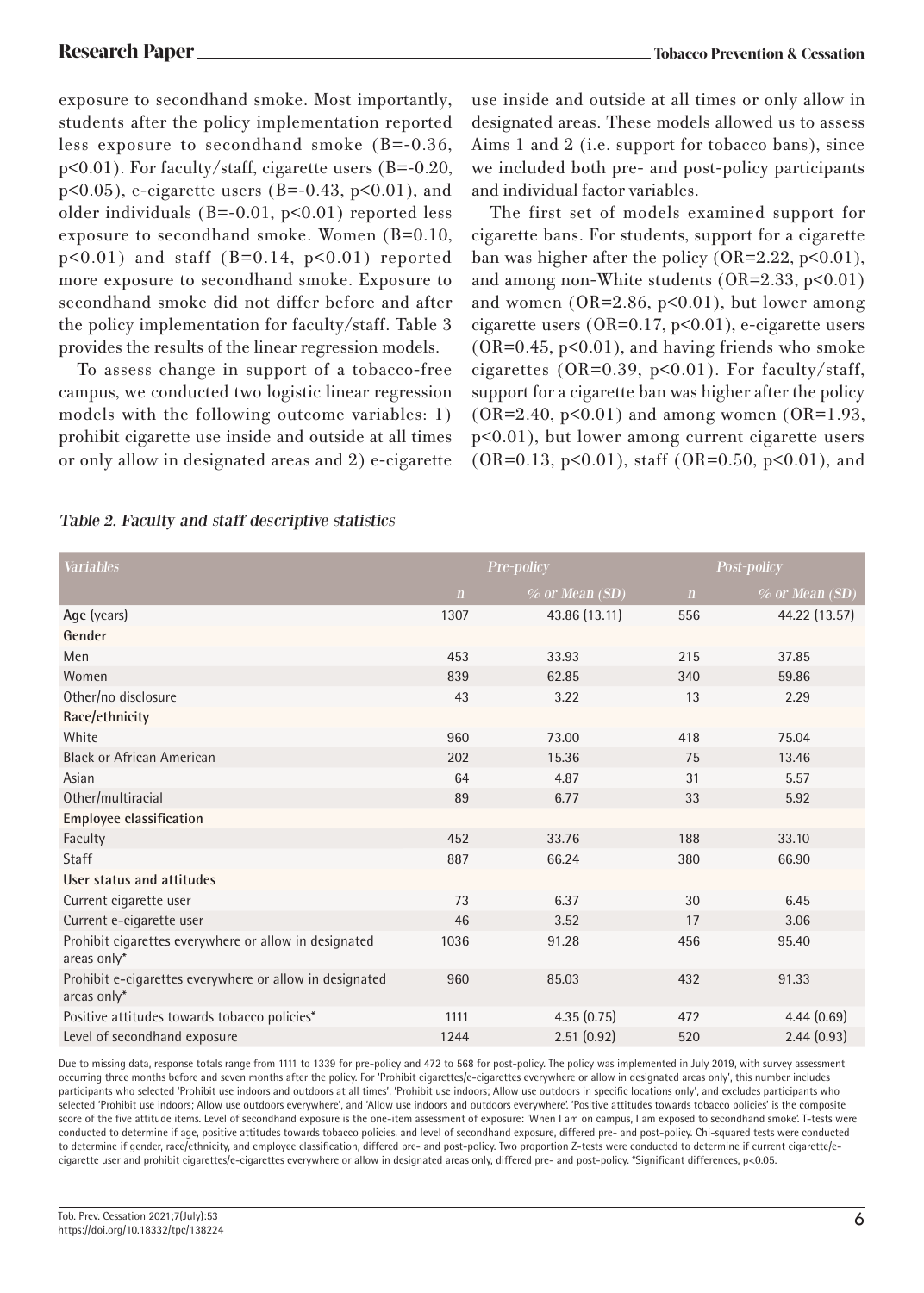exposure to secondhand smoke. Most importantly, students after the policy implementation reported less exposure to secondhand smoke (B=-0.36, $p<0.01$). For faculty/staff, cigarette users (B=-0.20, $p<0.05$), e-cigarette users (B=-0.43, $p<0.01$), and older individuals (B=-0.01, $p<0.01$) reported less exposure to secondhand smoke. Women (B=0.10, $p<0.01$) and staff (B=0.14, $p<0.01$) reported more exposure to secondhand smoke. Exposure to secondhand smoke did not differ before and after the policy implementation for faculty/staff. Table 3 provides the results of the linear regression models.

To assess change in support of a tobacco-free campus, we conducted two logistic linear regression models with the following outcome variables: 1) prohibit cigarette use inside and outside at all times or only allow in designated areas and 2) e-cigarette use inside and outside at all times or only allow in designated areas. These models allowed us to assess Aims 1 and 2 (i.e. support for tobacco bans), since we included both pre- and post-policy participants and individual factor variables.

The first set of models examined support for cigarette bans. For students, support for a cigarette ban was higher after the policy (OR=2.22, $p<0.01$), and among non-White students (OR=2.33, $p<0.01$) and women (OR=2.86, $p<0.01$), but lower among cigarette users (OR=0.17, $p<0.01$), e-cigarette users (OR=0.45, $p<0.01$), and having friends who smoke cigarettes (OR=0.39, $p<0.01$). For faculty/staff, support for a cigarette ban was higher after the policy (OR=2.40, $p<0.01$) and among women (OR=1.93, $p<0.01$), but lower among current cigarette users (OR=0.13, $p<0.01$), staff (OR=0.50, $p<0.01$), and

*Table 2. Faculty and staff descriptive statistics*

| Variables | Pre-policy | | Post-policy | |
|---|---|---|---|---|
| | n | % or Mean (SD) | n | % or Mean (SD) |
| **Age** (years) | 1307 | 43.86 (13.11) | 556 | 44.22 (13.57) |
| **Gender** | | | | |
| Men | 453 | 33.93 | 215 | 37.85 |
| Women | 839 | 62.85 | 340 | 59.86 |
| Other/no disclosure | 43 | 3.22 | 13 | 2.29 |
| **Race/ethnicity** | | | | |
| White | 960 | 73.00 | 418 | 75.04 |
| Black or African American | 202 | 15.36 | 75 | 13.46 |
| Asian | 64 | 4.87 | 31 | 5.57 |
| Other/multiracial | 89 | 6.77 | 33 | 5.92 |
| **Employee classification** | | | | |
| Faculty | 452 | 33.76 | 188 | 33.10 |
| Staff | 887 | 66.24 | 380 | 66.90 |
| **User status and attitudes** | | | | |
| Current cigarette user | 73 | 6.37 | 30 | 6.45 |
| Current e-cigarette user | 46 | 3.52 | 17 | 3.06 |
| Prohibit cigarettes everywhere or allow in designated areas only* | 1036 | 91.28 | 456 | 95.40 |
| Prohibit e-cigarettes everywhere or allow in designated areas only* | 960 | 85.03 | 432 | 91.33 |
| Positive attitudes towards tobacco policies* | 1111 | 4.35 (0.75) | 472 | 4.44 (0.69) |
| Level of secondhand exposure | 1244 | 2.51 (0.92) | 520 | 2.44 (0.93) |

Due to missing data, response totals range from 1111 to 1339 for pre-policy and 472 to 568 for post-policy. The policy was implemented in July 2019, with survey assessment occurring three months before and seven months after the policy. For 'Prohibit cigarettes/e-cigarettes everywhere or allow in designated areas only', this number includes participants who selected 'Prohibit use indoors and outdoors at all times', 'Prohibit use indoors; Allow use outdoors in specific locations only', and excludes participants who selected 'Prohibit use indoors; Allow use outdoors everywhere', and 'Allow use indoors and outdoors everywhere'. 'Positive attitudes towards tobacco policies' is the composite score of the five attitude items. Level of secondhand exposure is the one-item assessment of exposure: 'When I am on campus, I am exposed to secondhand smoke'. T-tests were conducted to determine if age, positive attitudes towards tobacco policies, and level of secondhand exposure, differed pre- and post-policy. Chi-squared tests were conducted to determine if gender, race/ethnicity, and employee classification, differed pre- and post-policy. Two proportion Z-tests were conducted to determine if current cigarette/e-cigarette user and prohibit cigarettes/e-cigarettes everywhere or allow in designated areas only, differed pre- and post-policy. *Significant differences, $p<0.05$.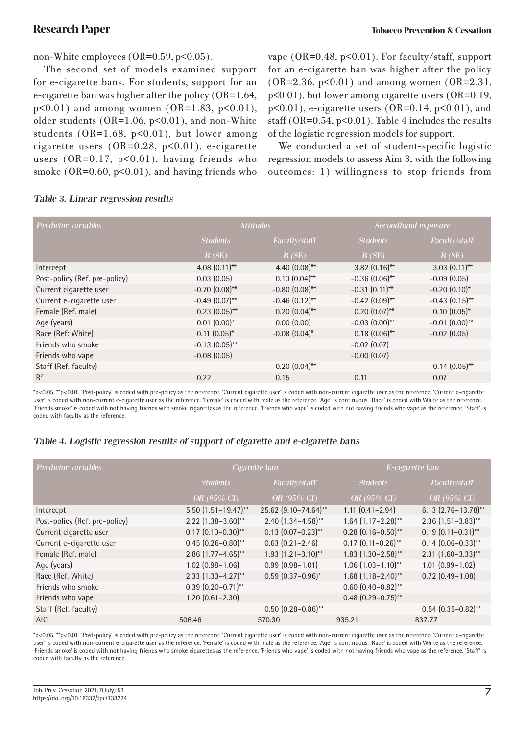non-White employees (OR=0.59, $p<0.05$).

The second set of models examined support for e-cigarette bans. For students, support for an e-cigarette ban was higher after the policy (OR=1.64, $p<0.01$) and among women (OR=1.83, $p<0.01$), older students (OR=1.06, $p<0.01$), and non-White students (OR=1.68, $p<0.01$), but lower among cigarette users (OR=0.28, $p<0.01$), e-cigarette users (OR=0.17, $p<0.01$), having friends who smoke (OR=0.60, $p<0.01$), and having friends who vape (OR=0.48, $p<0.01$). For faculty/staff, support for an e-cigarette ban was higher after the policy (OR=2.36, $p<0.01$) and among women (OR=2.31, $p<0.01$), but lower among cigarette users (OR=0.19, $p<0.01$), e-cigarette users (OR=0.14, $p<0.01$), and staff (OR=0.54, $p<0.01$). Table 4 includes the results of the logistic regression models for support.

We conducted a set of student-specific logistic regression models to assess Aim 3, with the following outcomes: 1) willingness to stop friends from

*Table 3. Linear regression results*

| Predictor variables | Attitudes | | Secondhand exposure | |
|---|---|---|---|---|
| | Students | Faculty/staff | Students | Faculty/staff |
| | B (SE) | B (SE) | B (SE) | B (SE) |
| Intercept | 4.08 (0.11)** | 4.40 (0.08)** | 3.82 (0.16)** | 3.03 (0.11)** |
| Post-policy (Ref. pre-policy) | 0.03 (0.05) | 0.10 (0.04)** | −0.36 (0.06)** | −0.09 (0.05) |
| Current cigarette user | −0.70 (0.08)** | −0.80 (0.08)** | −0.31 (0.11)** | −0.20 (0.10)* |
| Current e-cigarette user | −0.49 (0.07)** | −0.46 (0.12)** | −0.42 (0.09)** | −0.43 (0.15)** |
| Female (Ref. male) | 0.23 (0.05)** | 0.20 (0.04)** | 0.20 (0.07)** | 0.10 (0.05)* |
| Age (years) | 0.01 (0.00)* | 0.00 (0.00) | −0.03 (0.00)** | −0.01 (0.00)** |
| Race (Ref: White) | 0.11 (0.05)* | −0.08 (0.04)* | 0.18 (0.06)** | −0.02 (0.05) |
| Friends who smoke | −0.13 (0.05)** | | −0.02 (0.07) | |
| Friends who vape | −0.08 (0.05) | | −0.00 (0.07) | |
| Staff (Ref. faculty) | | −0.20 (0.04)** | | 0.14 (0.05)** |
| $R^2$ | 0.22 | 0.15 | 0.11 | 0.07 |

*p<0.05, **p<0.01. 'Post-policy' is coded with pre-policy as the reference. 'Current cigarette user' is coded with non-current cigarette user as the reference. 'Current e-cigarette user' is coded with non-current e-cigarette user as the reference. 'Female' is coded with male as the reference. 'Age' is continuous. 'Race' is coded with White as the reference. 'Friends smoke' is coded with not having friends who smoke cigarettes as the reference. 'Friends who vape' is coded with not having friends who vape as the reference. 'Staff' is coded with faculty as the reference.

*Table 4. Logistic regression results of support of cigarette and e-cigarette bans*

| Predictor variables | Cigarette ban | | E-cigarette ban | |
|---|---|---|---|---|
| | Students | Faculty/staff | Students | Faculty/staff |
| | OR (95% CI) | OR (95% CI) | OR (95% CI) | OR (95% CI) |
| Intercept | 5.50 (1.51–19.47)** | 25.62 (9.10–74.64)** | 1.11 (0.41–2.94) | 6.13 (2.76–13.78)** |
| Post-policy (Ref. pre-policy) | 2.22 (1.38–3.60)** | 2.40 (1.34–4.58)** | 1.64 (1.17–2.28)** | 2.36 (1.51–3.83)** |
| Current cigarette user | 0.17 (0.10–0.30)** | 0.13 (0.07–0.23)** | 0.28 (0.16–0.50)** | 0.19 (0.11–0.31)** |
| Current e-cigarette user | 0.45 (0.26–0.80)** | 0.63 (0.21–2.46) | 0.17 (0.11–0.26)** | 0.14 (0.06–0.33)** |
| Female (Ref. male) | 2.86 (1.77–4.65)** | 1.93 (1.21–3.10)** | 1.83 (1.30–2.58)** | 2.31 (1.60–3.33)** |
| Age (years) | 1.02 (0.98–1.06) | 0.99 (0.98–1.01) | 1.06 (1.03–1.10)** | 1.01 (0.99–1.02) |
| Race (Ref. White) | 2.33 (1.33–4.27)** | 0.59 (0.37–0.96)* | 1.68 (1.18–2.40)** | 0.72 (0.49–1.08) |
| Friends who smoke | 0.39 (0.20–0.71)** | | 0.60 (0.40–0.82)** | |
| Friends who vape | 1.20 (0.61–2.30) | | 0.48 (0.29–0.75)** | |
| Staff (Ref. faculty) | | 0.50 (0.28–0.86)** | | 0.54 (0.35–0.82)** |
| AIC | 506.46 | 570.30 | 935.21 | 837.77 |

*p<0.05, **p<0.01. 'Post-policy' is coded with pre-policy as the reference. 'Current cigarette user' is coded with non-current cigarette user as the reference. 'Current e-cigarette user' is coded with non-current e-cigarette user as the reference. 'Female' is coded with male as the reference. 'Age' is continuous. 'Race' is coded with White as the reference. 'Friends smoke' is coded with not having friends who smoke cigarettes as the reference. 'Friends who vape' is coded with not having friends who vape as the reference. 'Staff' is coded with faculty as the reference.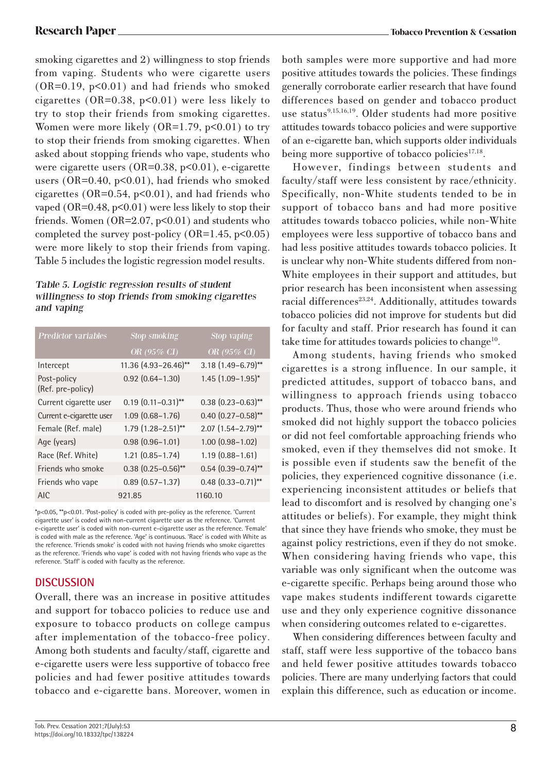smoking cigarettes and 2) willingness to stop friends from vaping. Students who were cigarette users (OR=0.19, p<0.01) and had friends who smoked cigarettes (OR=0.38, p<0.01) were less likely to try to stop their friends from smoking cigarettes. Women were more likely (OR=1.79, p<0.01) to try to stop their friends from smoking cigarettes. When asked about stopping friends who vape, students who were cigarette users (OR=0.38, p<0.01), e-cigarette users (OR=0.40, p<0.01), had friends who smoked cigarettes (OR=0.54, p<0.01), and had friends who vaped (OR=0.48, p<0.01) were less likely to stop their friends. Women (OR=2.07, p<0.01) and students who completed the survey post-policy (OR=1.45, p<0.05) were more likely to stop their friends from vaping. Table 5 includes the logistic regression model results.

*Table 5. Logistic regression results of student willingness to stop friends from smoking cigarettes and vaping*

| Predictor variables | Stop smoking | Stop vaping |
|---|---|---|
| | OR (95% CI) | OR (95% CI) |
| Intercept | 11.36 (4.93–26.46)** | 3.18 (1.49–6.79)** |
| Post-policy (Ref. pre-policy) | 0.92 (0.64–1.30) | 1.45 (1.09–1.95)* |
| Current cigarette user | 0.19 (0.11–0.31)** | 0.38 (0.23–0.63)** |
| Current e-cigarette user | 1.09 (0.68–1.76) | 0.40 (0.27–0.58)** |
| Female (Ref. male) | 1.79 (1.28–2.51)** | 2.07 (1.54–2.79)** |
| Age (years) | 0.98 (0.96–1.01) | 1.00 (0.98–1.02) |
| Race (Ref. White) | 1.21 (0.85–1.74) | 1.19 (0.88–1.61) |
| Friends who smoke | 0.38 (0.25–0.56)** | 0.54 (0.39–0.74)** |
| Friends who vape | 0.89 (0.57–1.37) | 0.48 (0.33–0.71)** |
| AIC | 921.85 | 1160.10 |

*p<0.05, **p<0.01. 'Post-policy' is coded with pre-policy as the reference. 'Current cigarette user' is coded with non-current cigarette user as the reference. 'Current e-cigarette user' is coded with non-current e-cigarette user as the reference. 'Female' is coded with male as the reference. 'Age' is continuous. 'Race' is coded with White as the reference. 'Friends smoke' is coded with not having friends who smoke cigarettes as the reference. 'Friends who vape' is coded with not having friends who vape as the reference. 'Staff' is coded with faculty as the reference.

## DISCUSSION

Overall, there was an increase in positive attitudes and support for tobacco policies to reduce use and exposure to tobacco products on college campus after implementation of the tobacco-free policy. Among both students and faculty/staff, cigarette and e-cigarette users were less supportive of tobacco free policies and had fewer positive attitudes towards tobacco and e-cigarette bans. Moreover, women in both samples were more supportive and had more positive attitudes towards the policies. These findings generally corroborate earlier research that have found differences based on gender and tobacco product use status[9,15,16,19]. Older students had more positive attitudes towards tobacco policies and were supportive of an e-cigarette ban, which supports older individuals being more supportive of tobacco policies[17,18].

However, findings between students and faculty/staff were less consistent by race/ethnicity. Specifically, non-White students tended to be in support of tobacco bans and had more positive attitudes towards tobacco policies, while non-White employees were less supportive of tobacco bans and had less positive attitudes towards tobacco policies. It is unclear why non-White students differed from non-White employees in their support and attitudes, but prior research has been inconsistent when assessing racial differences[23,24]. Additionally, attitudes towards tobacco policies did not improve for students but did for faculty and staff. Prior research has found it can take time for attitudes towards policies to change[10].

Among students, having friends who smoked cigarettes is a strong influence. In our sample, it predicted attitudes, support of tobacco bans, and willingness to approach friends using tobacco products. Thus, those who were around friends who smoked did not highly support the tobacco policies or did not feel comfortable approaching friends who smoked, even if they themselves did not smoke. It is possible even if students saw the benefit of the policies, they experienced cognitive dissonance (i.e. experiencing inconsistent attitudes or beliefs that lead to discomfort and is resolved by changing one's attitudes or beliefs). For example, they might think that since they have friends who smoke, they must be against policy restrictions, even if they do not smoke. When considering having friends who vape, this variable was only significant when the outcome was e-cigarette specific. Perhaps being around those who vape makes students indifferent towards cigarette use and they only experience cognitive dissonance when considering outcomes related to e-cigarettes.

When considering differences between faculty and staff, staff were less supportive of the tobacco bans and held fewer positive attitudes towards tobacco policies. There are many underlying factors that could explain this difference, such as education or income.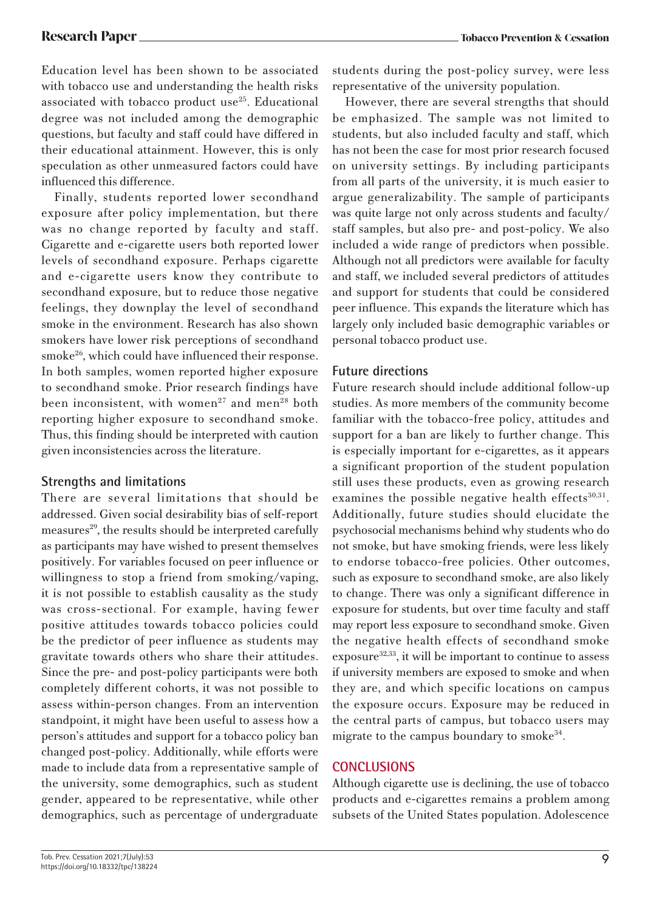Education level has been shown to be associated with tobacco use and understanding the health risks associated with tobacco product use[25]. Educational degree was not included among the demographic questions, but faculty and staff could have differed in their educational attainment. However, this is only speculation as other unmeasured factors could have influenced this difference.

Finally, students reported lower secondhand exposure after policy implementation, but there was no change reported by faculty and staff. Cigarette and e-cigarette users both reported lower levels of secondhand exposure. Perhaps cigarette and e-cigarette users know they contribute to secondhand exposure, but to reduce those negative feelings, they downplay the level of secondhand smoke in the environment. Research has also shown smokers have lower risk perceptions of secondhand smoke[26], which could have influenced their response. In both samples, women reported higher exposure to secondhand smoke. Prior research findings have been inconsistent, with women[27] and men[28] both reporting higher exposure to secondhand smoke. Thus, this finding should be interpreted with caution given inconsistencies across the literature.

## Strengths and limitations

There are several limitations that should be addressed. Given social desirability bias of self-report measures[29], the results should be interpreted carefully as participants may have wished to present themselves positively. For variables focused on peer influence or willingness to stop a friend from smoking/vaping, it is not possible to establish causality as the study was cross-sectional. For example, having fewer positive attitudes towards tobacco policies could be the predictor of peer influence as students may gravitate towards others who share their attitudes. Since the pre- and post-policy participants were both completely different cohorts, it was not possible to assess within-person changes. From an intervention standpoint, it might have been useful to assess how a person's attitudes and support for a tobacco policy ban changed post-policy. Additionally, while efforts were made to include data from a representative sample of the university, some demographics, such as student gender, appeared to be representative, while other demographics, such as percentage of undergraduate students during the post-policy survey, were less representative of the university population.

However, there are several strengths that should be emphasized. The sample was not limited to students, but also included faculty and staff, which has not been the case for most prior research focused on university settings. By including participants from all parts of the university, it is much easier to argue generalizability. The sample of participants was quite large not only across students and faculty/staff samples, but also pre- and post-policy. We also included a wide range of predictors when possible. Although not all predictors were available for faculty and staff, we included several predictors of attitudes and support for students that could be considered peer influence. This expands the literature which has largely only included basic demographic variables or personal tobacco product use.

## Future directions

Future research should include additional follow-up studies. As more members of the community become familiar with the tobacco-free policy, attitudes and support for a ban are likely to further change. This is especially important for e-cigarettes, as it appears a significant proportion of the student population still uses these products, even as growing research examines the possible negative health effects[30,31]. Additionally, future studies should elucidate the psychosocial mechanisms behind why students who do not smoke, but have smoking friends, were less likely to endorse tobacco-free policies. Other outcomes, such as exposure to secondhand smoke, are also likely to change. There was only a significant difference in exposure for students, but over time faculty and staff may report less exposure to secondhand smoke. Given the negative health effects of secondhand smoke exposure[32,33], it will be important to continue to assess if university members are exposed to smoke and when they are, and which specific locations on campus the exposure occurs. Exposure may be reduced in the central parts of campus, but tobacco users may migrate to the campus boundary to smoke[34].

# CONCLUSIONS

Although cigarette use is declining, the use of tobacco products and e-cigarettes remains a problem among subsets of the United States population. Adolescence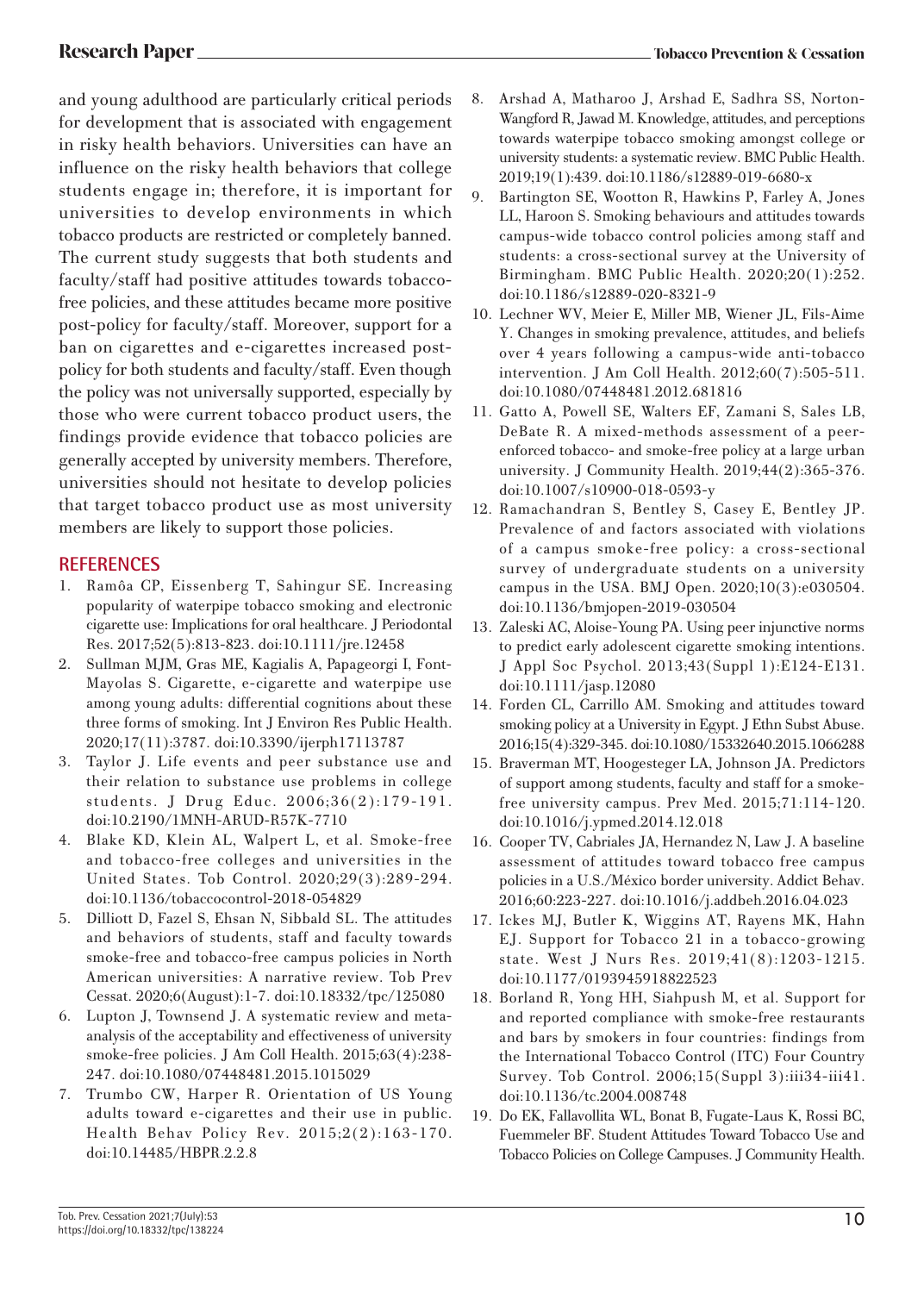and young adulthood are particularly critical periods for development that is associated with engagement in risky health behaviors. Universities can have an influence on the risky health behaviors that college students engage in; therefore, it is important for universities to develop environments in which tobacco products are restricted or completely banned. The current study suggests that both students and faculty/staff had positive attitudes towards tobacco-free policies, and these attitudes became more positive post-policy for faculty/staff. Moreover, support for a ban on cigarettes and e-cigarettes increased post-policy for both students and faculty/staff. Even though the policy was not universally supported, especially by those who were current tobacco product users, the findings provide evidence that tobacco policies are generally accepted by university members. Therefore, universities should not hesitate to develop policies that target tobacco product use as most university members are likely to support those policies.

## REFERENCES

1. Ramôa CP, Eissenberg T, Sahingur SE. Increasing popularity of waterpipe tobacco smoking and electronic cigarette use: Implications for oral healthcare. J Periodontal Res. 2017;52(5):813-823. doi:10.1111/jre.12458
2. Sullman MJM, Gras ME, Kagialis A, Papageorgi I, Font-Mayolas S. Cigarette, e-cigarette and waterpipe use among young adults: differential cognitions about these three forms of smoking. Int J Environ Res Public Health. 2020;17(11):3787. doi:10.3390/ijerph17113787
3. Taylor J. Life events and peer substance use and their relation to substance use problems in college students. J Drug Educ. 2006;36(2):179-191. doi:10.2190/1MNH-ARUD-R57K-7710
4. Blake KD, Klein AL, Walpert L, et al. Smoke-free and tobacco-free colleges and universities in the United States. Tob Control. 2020;29(3):289-294. doi:10.1136/tobaccocontrol-2018-054829
5. Dilliott D, Fazel S, Ehsan N, Sibbald SL. The attitudes and behaviors of students, staff and faculty towards smoke-free and tobacco-free campus policies in North American universities: A narrative review. Tob Prev Cessat. 2020;6(August):1-7. doi:10.18332/tpc/125080
6. Lupton J, Townsend J. A systematic review and meta-analysis of the acceptability and effectiveness of university smoke-free policies. J Am Coll Health. 2015;63(4):238-247. doi:10.1080/07448481.2015.1015029
7. Trumbo CW, Harper R. Orientation of US Young adults toward e-cigarettes and their use in public. Health Behav Policy Rev. 2015;2(2):163-170. doi:10.14485/HBPR.2.2.8
8. Arshad A, Matharoo J, Arshad E, Sadhra SS, Norton-Wangford R, Jawad M. Knowledge, attitudes, and perceptions towards waterpipe tobacco smoking amongst college or university students: a systematic review. BMC Public Health. 2019;19(1):439. doi:10.1186/s12889-019-6680-x
9. Bartington SE, Wootton R, Hawkins P, Farley A, Jones LL, Haroon S. Smoking behaviours and attitudes towards campus-wide tobacco control policies among staff and students: a cross-sectional survey at the University of Birmingham. BMC Public Health. 2020;20(1):252. doi:10.1186/s12889-020-8321-9
10. Lechner WV, Meier E, Miller MB, Wiener JL, Fils-Aime Y. Changes in smoking prevalence, attitudes, and beliefs over 4 years following a campus-wide anti-tobacco intervention. J Am Coll Health. 2012;60(7):505-511. doi:10.1080/07448481.2012.681816
11. Gatto A, Powell SE, Walters EF, Zamani S, Sales LB, DeBate R. A mixed-methods assessment of a peer-enforced tobacco- and smoke-free policy at a large urban university. J Community Health. 2019;44(2):365-376. doi:10.1007/s10900-018-0593-y
12. Ramachandran S, Bentley S, Casey E, Bentley JP. Prevalence of and factors associated with violations of a campus smoke-free policy: a cross-sectional survey of undergraduate students on a university campus in the USA. BMJ Open. 2020;10(3):e030504. doi:10.1136/bmjopen-2019-030504
13. Zaleski AC, Aloise-Young PA. Using peer injunctive norms to predict early adolescent cigarette smoking intentions. J Appl Soc Psychol. 2013;43(Suppl 1):E124-E131. doi:10.1111/jasp.12080
14. Forden CL, Carrillo AM. Smoking and attitudes toward smoking policy at a University in Egypt. J Ethn Subst Abuse. 2016;15(4):329-345. doi:10.1080/15332640.2015.1066288
15. Braverman MT, Hoogesteger LA, Johnson JA. Predictors of support among students, faculty and staff for a smoke-free university campus. Prev Med. 2015;71:114-120. doi:10.1016/j.ypmed.2014.12.018
16. Cooper TV, Cabriales JA, Hernandez N, Law J. A baseline assessment of attitudes toward tobacco free campus policies in a U.S./México border university. Addict Behav. 2016;60:223-227. doi:10.1016/j.addbeh.2016.04.023
17. Ickes MJ, Butler K, Wiggins AT, Rayens MK, Hahn EJ. Support for Tobacco 21 in a tobacco-growing state. West J Nurs Res. 2019;41(8):1203-1215. doi:10.1177/0193945918822523
18. Borland R, Yong HH, Siahpush M, et al. Support for and reported compliance with smoke-free restaurants and bars by smokers in four countries: findings from the International Tobacco Control (ITC) Four Country Survey. Tob Control. 2006;15(Suppl 3):iii34-iii41. doi:10.1136/tc.2004.008748
19. Do EK, Fallavollita WL, Bonat B, Fugate-Laus K, Rossi BC, Fuemmeler BF. Student Attitudes Toward Tobacco Use and Tobacco Policies on College Campuses. J Community Health.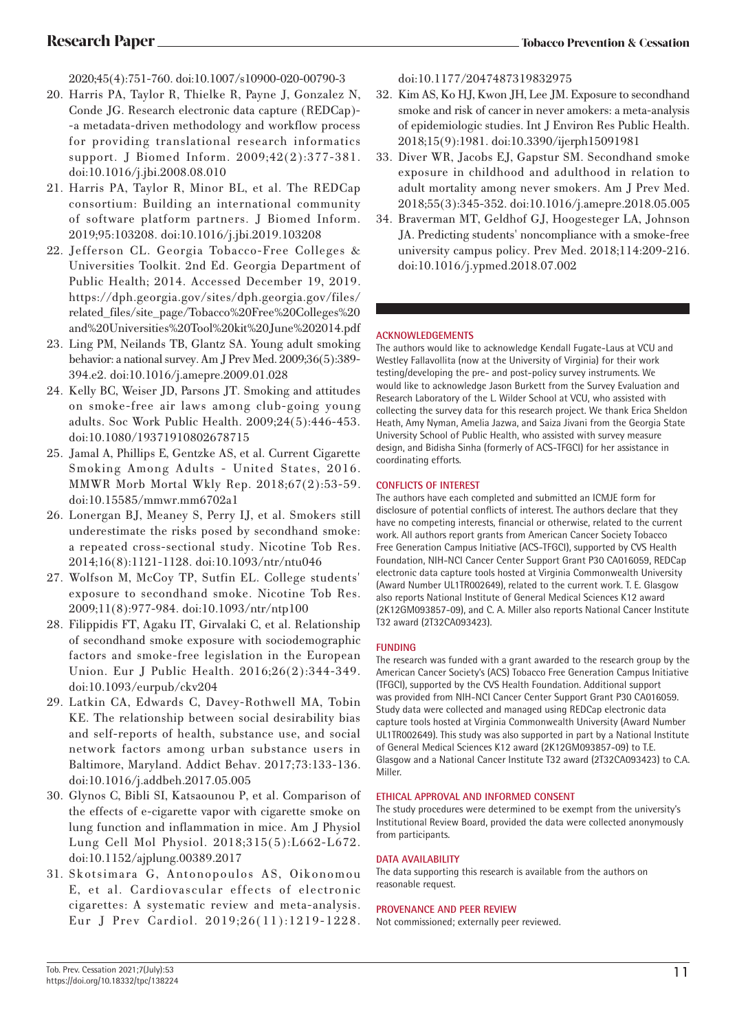2020;45(4):751-760. doi:10.1007/s10900-020-00790-3

20. Harris PA, Taylor R, Thielke R, Payne J, Gonzalez N, Conde JG. Research electronic data capture (REDCap)--a metadata-driven methodology and workflow process for providing translational research informatics support. J Biomed Inform. 2009;42(2):377-381. doi:10.1016/j.jbi.2008.08.010
21. Harris PA, Taylor R, Minor BL, et al. The REDCap consortium: Building an international community of software platform partners. J Biomed Inform. 2019;95:103208. doi:10.1016/j.jbi.2019.103208
22. Jefferson CL. Georgia Tobacco-Free Colleges & Universities Toolkit. 2nd Ed. Georgia Department of Public Health; 2014. Accessed December 19, 2019. https://dph.georgia.gov/sites/dph.georgia.gov/files/related_files/site_page/Tobacco%20Free%20Colleges%20and%20Universities%20Tool%20kit%20June%202014.pdf
23. Ling PM, Neilands TB, Glantz SA. Young adult smoking behavior: a national survey. Am J Prev Med. 2009;36(5):389-394.e2. doi:10.1016/j.amepre.2009.01.028
24. Kelly BC, Weiser JD, Parsons JT. Smoking and attitudes on smoke-free air laws among club-going young adults. Soc Work Public Health. 2009;24(5):446-453. doi:10.1080/19371910802678715
25. Jamal A, Phillips E, Gentzke AS, et al. Current Cigarette Smoking Among Adults - United States, 2016. MMWR Morb Mortal Wkly Rep. 2018;67(2):53-59. doi:10.15585/mmwr.mm6702a1
26. Lonergan BJ, Meaney S, Perry IJ, et al. Smokers still underestimate the risks posed by secondhand smoke: a repeated cross-sectional study. Nicotine Tob Res. 2014;16(8):1121-1128. doi:10.1093/ntr/ntu046
27. Wolfson M, McCoy TP, Sutfin EL. College students' exposure to secondhand smoke. Nicotine Tob Res. 2009;11(8):977-984. doi:10.1093/ntr/ntp100
28. Filippidis FT, Agaku IT, Girvalaki C, et al. Relationship of secondhand smoke exposure with sociodemographic factors and smoke-free legislation in the European Union. Eur J Public Health. 2016;26(2):344-349. doi:10.1093/eurpub/ckv204
29. Latkin CA, Edwards C, Davey-Rothwell MA, Tobin KE. The relationship between social desirability bias and self-reports of health, substance use, and social network factors among urban substance users in Baltimore, Maryland. Addict Behav. 2017;73:133-136. doi:10.1016/j.addbeh.2017.05.005
30. Glynos C, Bibli SI, Katsaounou P, et al. Comparison of the effects of e-cigarette vapor with cigarette smoke on lung function and inflammation in mice. Am J Physiol Lung Cell Mol Physiol. 2018;315(5):L662-L672. doi:10.1152/ajplung.00389.2017
31. Skotsimara G, Antonopoulos AS, Oikonomou E, et al. Cardiovascular effects of electronic cigarettes: A systematic review and meta-analysis. Eur J Prev Cardiol. 2019;26(11):1219-1228. doi:10.1177/2047487319832975
32. Kim AS, Ko HJ, Kwon JH, Lee JM. Exposure to secondhand smoke and risk of cancer in never amokers: a meta-analysis of epidemiologic studies. Int J Environ Res Public Health. 2018;15(9):1981. doi:10.3390/ijerph15091981
33. Diver WR, Jacobs EJ, Gapstur SM. Secondhand smoke exposure in childhood and adulthood in relation to adult mortality among never smokers. Am J Prev Med. 2018;55(3):345-352. doi:10.1016/j.amepre.2018.05.005
34. Braverman MT, Geldhof GJ, Hoogesteger LA, Johnson JA. Predicting students' noncompliance with a smoke-free university campus policy. Prev Med. 2018;114:209-216. doi:10.1016/j.ypmed.2018.07.002

## ACKNOWLEDGEMENTS

The authors would like to acknowledge Kendall Fugate-Laus at VCU and Westley Fallavollita (now at the University of Virginia) for their work testing/developing the pre- and post-policy survey instruments. We would like to acknowledge Jason Burkett from the Survey Evaluation and Research Laboratory of the L. Wilder School at VCU, who assisted with collecting the survey data for this research project. We thank Erica Sheldon Heath, Amy Nyman, Amelia Jazwa, and Saiza Jivani from the Georgia State University School of Public Health, who assisted with survey measure design, and Bidisha Sinha (formerly of ACS-TFGCI) for her assistance in coordinating efforts.

## CONFLICTS OF INTEREST

The authors have each completed and submitted an ICMJE form for disclosure of potential conflicts of interest. The authors declare that they have no competing interests, financial or otherwise, related to the current work. All authors report grants from American Cancer Society Tobacco Free Generation Campus Initiative (ACS-TFGCI), supported by CVS Health Foundation, NIH-NCI Cancer Center Support Grant P30 CA016059, REDCap electronic data capture tools hosted at Virginia Commonwealth University (Award Number UL1TR002649), related to the current work. T. E. Glasgow also reports National Institute of General Medical Sciences K12 award (2K12GM093857-09), and C. A. Miller also reports National Cancer Institute T32 award (2T32CA093423).

## FUNDING

The research was funded with a grant awarded to the research group by the American Cancer Society's (ACS) Tobacco Free Generation Campus Initiative (TFGCI), supported by the CVS Health Foundation. Additional support was provided from NIH-NCI Cancer Center Support Grant P30 CA016059. Study data were collected and managed using REDCap electronic data capture tools hosted at Virginia Commonwealth University (Award Number UL1TR002649). This study was also supported in part by a National Institute of General Medical Sciences K12 award (2K12GM093857-09) to T.E. Glasgow and a National Cancer Institute T32 award (2T32CA093423) to C.A. Miller.

## ETHICAL APPROVAL AND INFORMED CONSENT

The study procedures were determined to be exempt from the university's Institutional Review Board, provided the data were collected anonymously from participants.

## DATA AVAILABILITY

The data supporting this research is available from the authors on reasonable request.

## PROVENANCE AND PEER REVIEW

Not commissioned; externally peer reviewed.